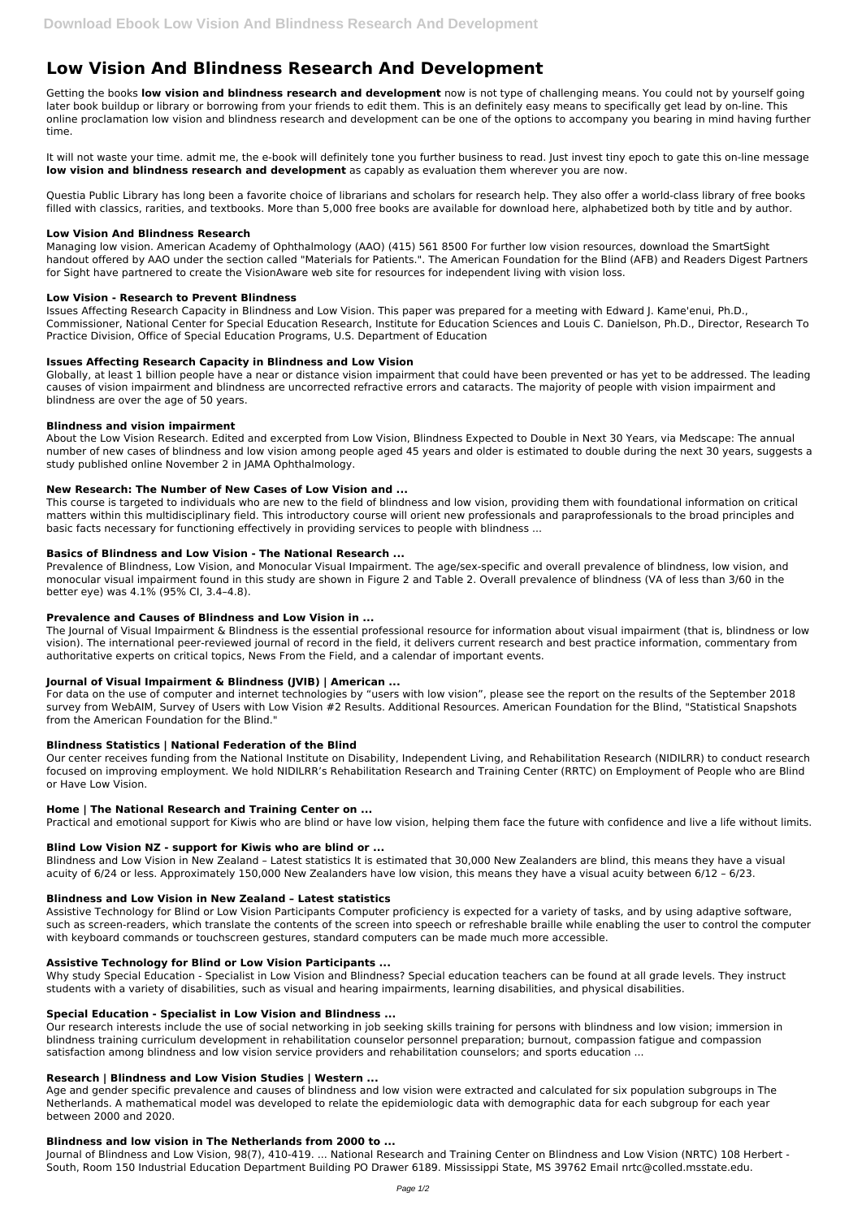# Low Vision And Blindness Research And Development

Getting the books **low vision and blindness research and development** now is not type of challenging means. You could not by yourself going later book buildup or library or borrowing from your friends to edit them. This is an definitely easy means to specifically get lead by on-line. This online proclamation low vision and blindness research and development can be one of the options to accompany you bearing in mind having further time.

It will not waste your time. admit me, the e-book will definitely tone you further business to read. Just invest tiny epoch to gate this on-line message **low vision and blindness research and development** as capably as evaluation them wherever you are now.

Questia Public Library has long been a favorite choice of librarians and scholars for research help. They also offer a world-class library of free books filled with classics, rarities, and textbooks. More than 5,000 free books are available for download here, alphabetized both by title and by author.

### Low Vision And Blindness Research

Managing low vision. American Academy of Ophthalmology (AAO) (415) 561 8500 For further low vision resources, download the SmartSight handout offered by AAO under the section called "Materials for Patients.". The American Foundation for the Blind (AFB) and Readers Digest Partners for Sight have partnered to create the VisionAware web site for resources for independent living with vision loss.

### Low Vision - Research to Prevent Blindness

Issues Affecting Research Capacity in Blindness and Low Vision. This paper was prepared for a meeting with Edward J. Kame'enui, Ph.D., Commissioner, National Center for Special Education Research, Institute for Education Sciences and Louis C. Danielson, Ph.D., Director, Research To Practice Division, Office of Special Education Programs, U.S. Department of Education

### Issues Affecting Research Capacity in Blindness and Low Vision

Globally, at least 1 billion people have a near or distance vision impairment that could have been prevented or has yet to be addressed. The leading causes of vision impairment and blindness are uncorrected refractive errors and cataracts. The majority of people with vision impairment and blindness are over the age of 50 years.

### Blindness and vision impairment

About the Low Vision Research. Edited and excerpted from Low Vision, Blindness Expected to Double in Next 30 Years, via Medscape: The annual number of new cases of blindness and low vision among people aged 45 years and older is estimated to double during the next 30 years, suggests a study published online November 2 in JAMA Ophthalmology.

### New Research: The Number of New Cases of Low Vision and ...

This course is targeted to individuals who are new to the field of blindness and low vision, providing them with foundational information on critical matters within this multidisciplinary field. This introductory course will orient new professionals and paraprofessionals to the broad principles and basic facts necessary for functioning effectively in providing services to people with blindness ...

### Basics of Blindness and Low Vision - The National Research ...

Prevalence of Blindness, Low Vision, and Monocular Visual Impairment. The age/sex-specific and overall prevalence of blindness, low vision, and monocular visual impairment found in this study are shown in Figure 2 and Table 2. Overall prevalence of blindness (VA of less than 3/60 in the better eye) was 4.1% (95% CI, 3.4–4.8).

### Prevalence and Causes of Blindness and Low Vision in ...

The Journal of Visual Impairment & Blindness is the essential professional resource for information about visual impairment (that is, blindness or low vision). The international peer-reviewed journal of record in the field, it delivers current research and best practice information, commentary from authoritative experts on critical topics, News From the Field, and a calendar of important events.

### Journal of Visual Impairment & Blindness (JVIB) | American ...

For data on the use of computer and internet technologies by "users with low vision", please see the report on the results of the September 2018 survey from WebAIM, Survey of Users with Low Vision #2 Results. Additional Resources. American Foundation for the Blind, "Statistical Snapshots from the American Foundation for the Blind."

### Blindness Statistics | National Federation of the Blind

Our center receives funding from the National Institute on Disability, Independent Living, and Rehabilitation Research (NIDILRR) to conduct research focused on improving employment. We hold NIDILRR's Rehabilitation Research and Training Center (RRTC) on Employment of People who are Blind or Have Low Vision.

### Home | The National Research and Training Center on ...

Practical and emotional support for Kiwis who are blind or have low vision, helping them face the future with confidence and live a life without limits.

### Blind Low Vision NZ - support for Kiwis who are blind or ...

Blindness and Low Vision in New Zealand – Latest statistics It is estimated that 30,000 New Zealanders are blind, this means they have a visual acuity of 6/24 or less. Approximately 150,000 New Zealanders have low vision, this means they have a visual acuity between 6/12 – 6/23.

### Blindness and Low Vision in New Zealand – Latest statistics

Assistive Technology for Blind or Low Vision Participants Computer proficiency is expected for a variety of tasks, and by using adaptive software, such as screen-readers, which translate the contents of the screen into speech or refreshable braille while enabling the user to control the computer with keyboard commands or touchscreen gestures, standard computers can be made much more accessible.

### Assistive Technology for Blind or Low Vision Participants ...

Why study Special Education - Specialist in Low Vision and Blindness? Special education teachers can be found at all grade levels. They instruct students with a variety of disabilities, such as visual and hearing impairments, learning disabilities, and physical disabilities.

### Special Education - Specialist in Low Vision and Blindness ...

Our research interests include the use of social networking in job seeking skills training for persons with blindness and low vision; immersion in blindness training curriculum development in rehabilitation counselor personnel preparation; burnout, compassion fatigue and compassion satisfaction among blindness and low vision service providers and rehabilitation counselors; and sports education ...

### Research | Blindness and Low Vision Studies | Western ...

Age and gender specific prevalence and causes of blindness and low vision were extracted and calculated for six population subgroups in The Netherlands. A mathematical model was developed to relate the epidemiologic data with demographic data for each subgroup for each year between 2000 and 2020.

### Blindness and low vision in The Netherlands from 2000 to ...

Journal of Blindness and Low Vision, 98(7), 410-419. ... National Research and Training Center on Blindness and Low Vision (NRTC) 108 Herbert - South, Room 150 Industrial Education Department Building PO Drawer 6189. Mississippi State, MS 39762 Email nrtc@colled.msstate.edu.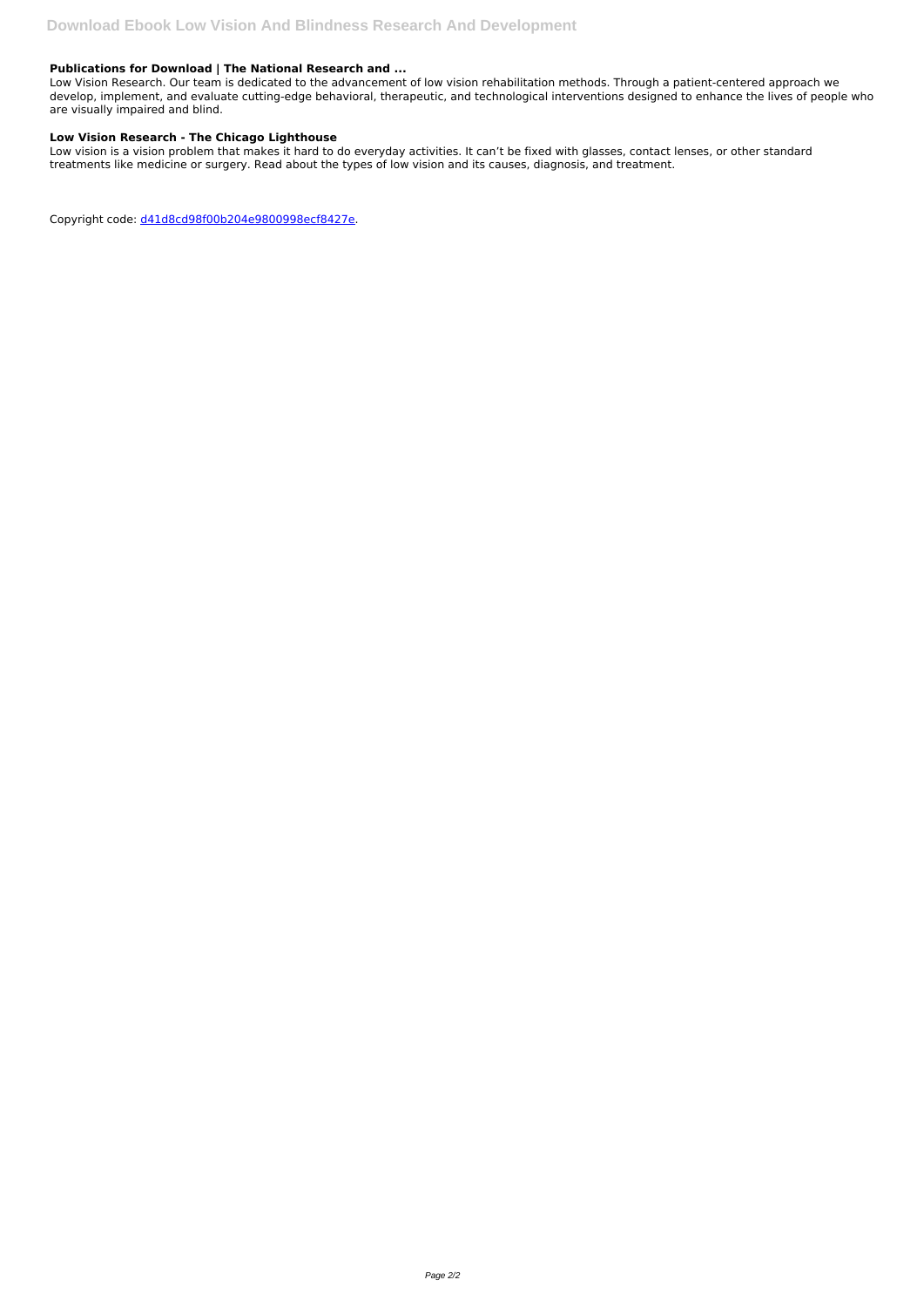### Publications for Download | The National Research and ...

Low Vision Research. Our team is dedicated to the advancement of low vision rehabilitation methods. Through a patient-centered approach we develop, implement, and evaluate cutting-edge behavioral, therapeutic, and technological interventions designed to enhance the lives of people who are visually impaired and blind.

### Low Vision Research - The Chicago Lighthouse

Low vision is a vision problem that makes it hard to do everyday activities. It can't be fixed with glasses, contact lenses, or other standard treatments like medicine or surgery. Read about the types of low vision and its causes, diagnosis, and treatment.

Copyright code: d41d8cd98f00b204e9800998ecf8427e.